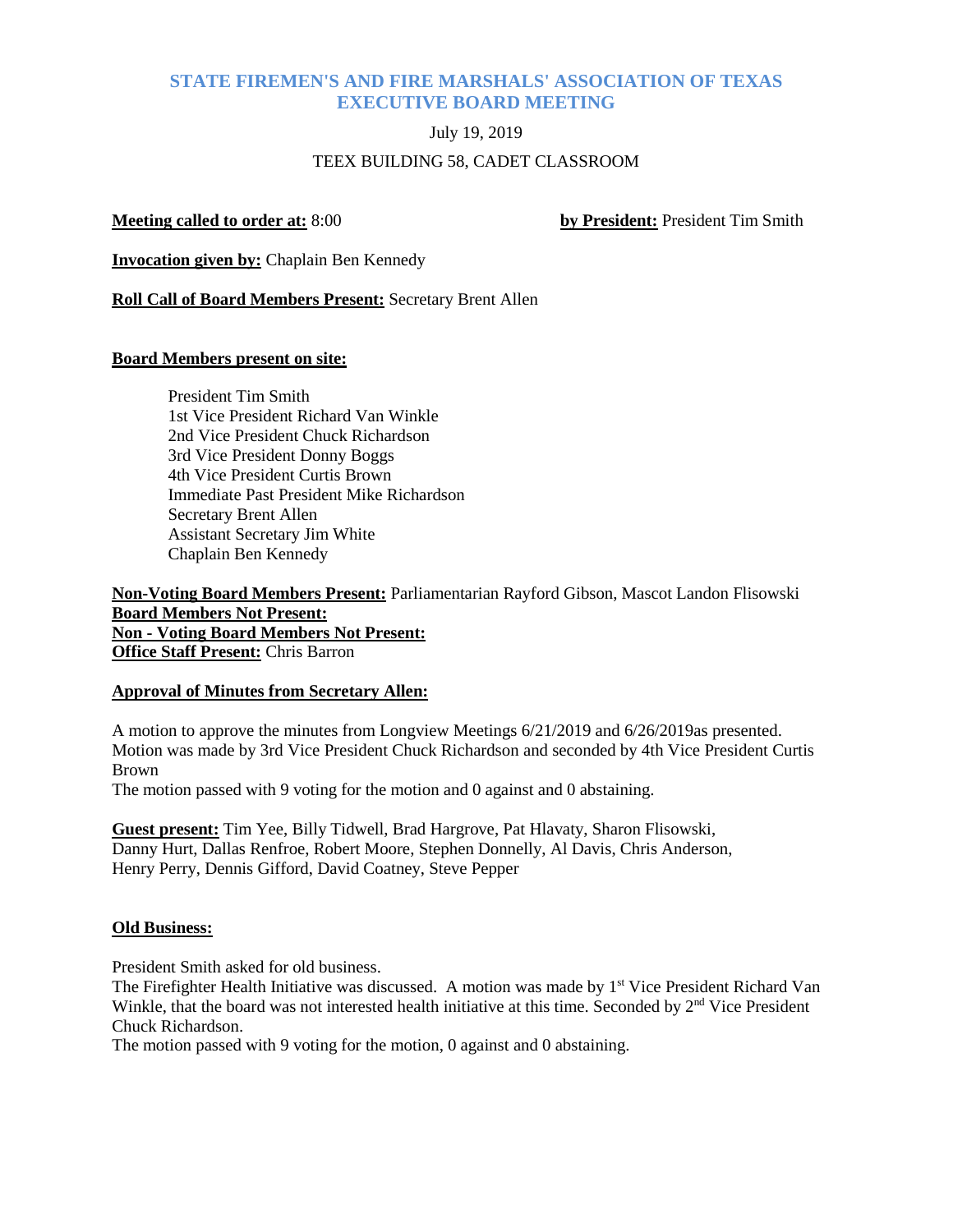# STATE FIREMEN'S AND FIRE MARSHALS' ASSOCIATION OF TEXAS EXECUTIVE BOARD MEETING

July 19, 2019

TEEX BUILDING 58, CADET CLASSROOM

**Meeting called to order at:** 8:00 **by President:** President Tim Smith

**Invocation given by:** Chaplain Ben Kennedy

**Roll Call of Board Members Present:** Secretary Brent Allen

**Board Members present on site:**

President Tim Smith
1st Vice President Richard Van Winkle
2nd Vice President Chuck Richardson
3rd Vice President Donny Boggs
4th Vice President Curtis Brown
Immediate Past President Mike Richardson
Secretary Brent Allen
Assistant Secretary Jim White
Chaplain Ben Kennedy

**Non-Voting Board Members Present:** Parliamentarian Rayford Gibson, Mascot Landon Flisowski
**Board Members Not Present:**
**Non - Voting Board Members Not Present:**
**Office Staff Present:** Chris Barron

**Approval of Minutes from Secretary Allen:**

A motion to approve the minutes from Longview Meetings 6/21/2019 and 6/26/2019as presented. Motion was made by 3rd Vice President Chuck Richardson and seconded by 4th Vice President Curtis Brown
The motion passed with 9 voting for the motion and 0 against and 0 abstaining.

**Guest present:** Tim Yee, Billy Tidwell, Brad Hargrove, Pat Hlavaty, Sharon Flisowski, Danny Hurt, Dallas Renfroe, Robert Moore, Stephen Donnelly, Al Davis, Chris Anderson, Henry Perry, Dennis Gifford, David Coatney, Steve Pepper

**Old Business:**

President Smith asked for old business.
The Firefighter Health Initiative was discussed. A motion was made by 1st Vice President Richard Van Winkle, that the board was not interested health initiative at this time. Seconded by 2nd Vice President Chuck Richardson.
The motion passed with 9 voting for the motion, 0 against and 0 abstaining.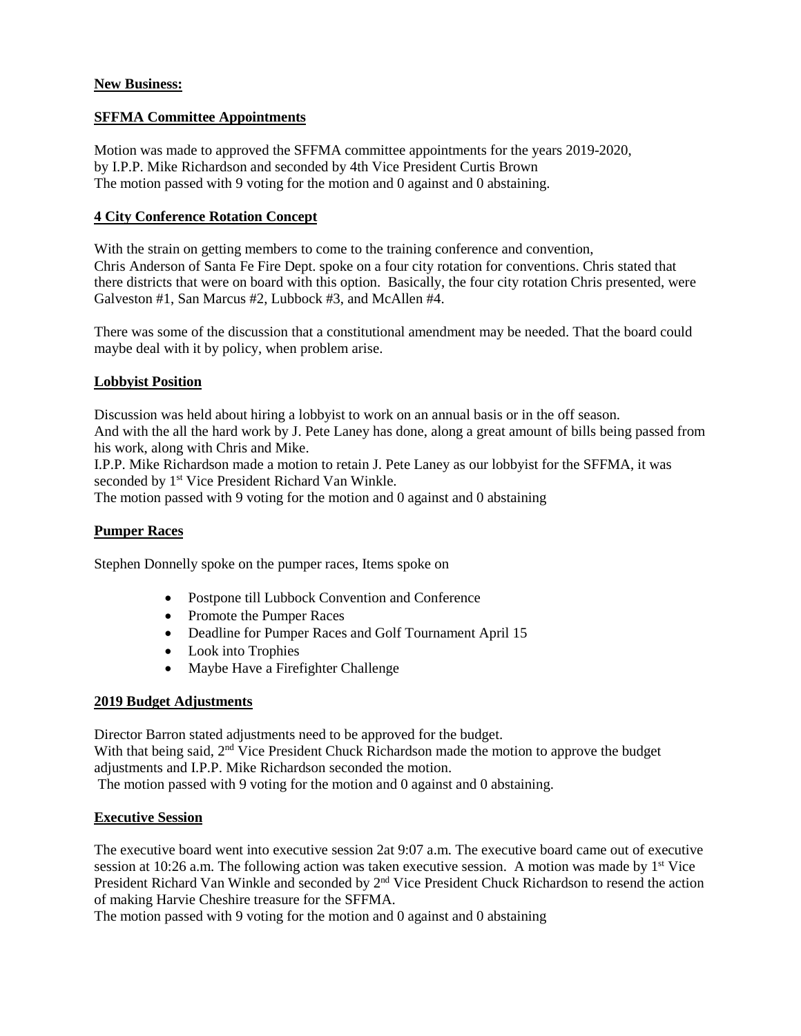**New Business:**

**SFFMA Committee Appointments**

Motion was made to approved the SFFMA committee appointments for the years 2019-2020, by I.P.P. Mike Richardson and seconded by 4th Vice President Curtis Brown
The motion passed with 9 voting for the motion and 0 against and 0 abstaining.

**4 City Conference Rotation Concept**

With the strain on getting members to come to the training conference and convention, Chris Anderson of Santa Fe Fire Dept. spoke on a four city rotation for conventions. Chris stated that there districts that were on board with this option. Basically, the four city rotation Chris presented, were Galveston #1, San Marcus #2, Lubbock #3, and McAllen #4.

There was some of the discussion that a constitutional amendment may be needed. That the board could maybe deal with it by policy, when problem arise.

**Lobbyist Position**

Discussion was held about hiring a lobbyist to work on an annual basis or in the off season.
And with the all the hard work by J. Pete Laney has done, along a great amount of bills being passed from his work, along with Chris and Mike.
I.P.P. Mike Richardson made a motion to retain J. Pete Laney as our lobbyist for the SFFMA, it was seconded by 1st Vice President Richard Van Winkle.
The motion passed with 9 voting for the motion and 0 against and 0 abstaining

**Pumper Races**

Stephen Donnelly spoke on the pumper races, Items spoke on

- Postpone till Lubbock Convention and Conference
- Promote the Pumper Races
- Deadline for Pumper Races and Golf Tournament April 15
- Look into Trophies
- Maybe Have a Firefighter Challenge

**2019 Budget Adjustments**

Director Barron stated adjustments need to be approved for the budget.
With that being said, 2nd Vice President Chuck Richardson made the motion to approve the budget adjustments and I.P.P. Mike Richardson seconded the motion.
The motion passed with 9 voting for the motion and 0 against and 0 abstaining.

**Executive Session**

The executive board went into executive session 2at 9:07 a.m. The executive board came out of executive session at 10:26 a.m. The following action was taken executive session. A motion was made by 1st Vice President Richard Van Winkle and seconded by 2nd Vice President Chuck Richardson to resend the action of making Harvie Cheshire treasure for the SFFMA.
The motion passed with 9 voting for the motion and 0 against and 0 abstaining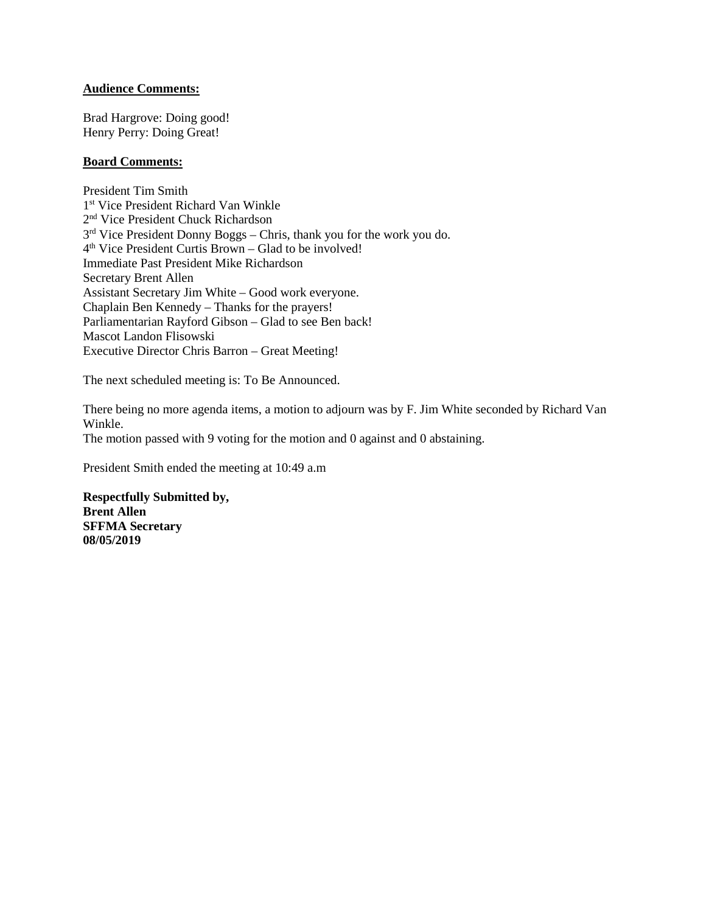**Audience Comments:**

Brad Hargrove: Doing good!
Henry Perry: Doing Great!

**Board Comments:**

President Tim Smith
1st Vice President Richard Van Winkle
2nd Vice President Chuck Richardson
3rd Vice President Donny Boggs – Chris, thank you for the work you do.
4th Vice President Curtis Brown – Glad to be involved!
Immediate Past President Mike Richardson
Secretary Brent Allen
Assistant Secretary Jim White – Good work everyone.
Chaplain Ben Kennedy – Thanks for the prayers!
Parliamentarian Rayford Gibson – Glad to see Ben back!
Mascot Landon Flisowski
Executive Director Chris Barron – Great Meeting!

The next scheduled meeting is: To Be Announced.

There being no more agenda items, a motion to adjourn was by F. Jim White seconded by Richard Van Winkle.
The motion passed with 9 voting for the motion and 0 against and 0 abstaining.

President Smith ended the meeting at 10:49 a.m

**Respectfully Submitted by,**
**Brent Allen**
**SFFMA Secretary**
**08/05/2019**